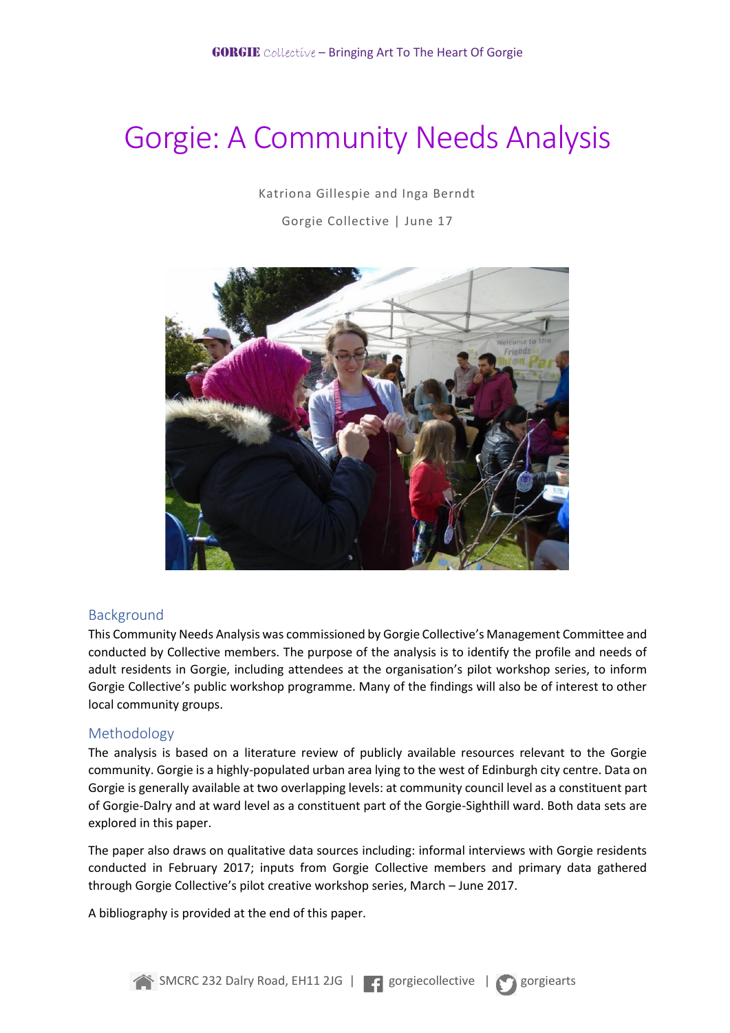# Gorgie: A Community Needs Analysis

Katriona Gillespie and Inga Berndt

Gorgie Collective | June 17

## Background

This Community Needs Analysis was commissioned by Gorgie Collective's Management Committee and conducted by Collective members. The purpose of the analysis is to identify the profile and needs of adult residents in Gorgie, including attendees at the organisation's pilot workshop series, to inform Gorgie Collective's public workshop programme. Many of the findings will also be of interest to other local community groups.

## Methodology

The analysis is based on a literature review of publicly available resources relevant to the Gorgie community. Gorgie is a highly-populated urban area lying to the west of Edinburgh city centre. Data on Gorgie is generally available at two overlapping levels: at community council level as a constituent part of Gorgie-Dalry and at ward level as a constituent part of the Gorgie-Sighthill ward. Both data sets are explored in this paper.

The paper also draws on qualitative data sources including: informal interviews with Gorgie residents conducted in February 2017; inputs from Gorgie Collective members and primary data gathered through Gorgie Collective's pilot creative workshop series, March – June 2017.

A bibliography is provided at the end of this paper.

SMCRC 232 Dalry Road, EH11 2JG | gorgiecollective | gorgiearts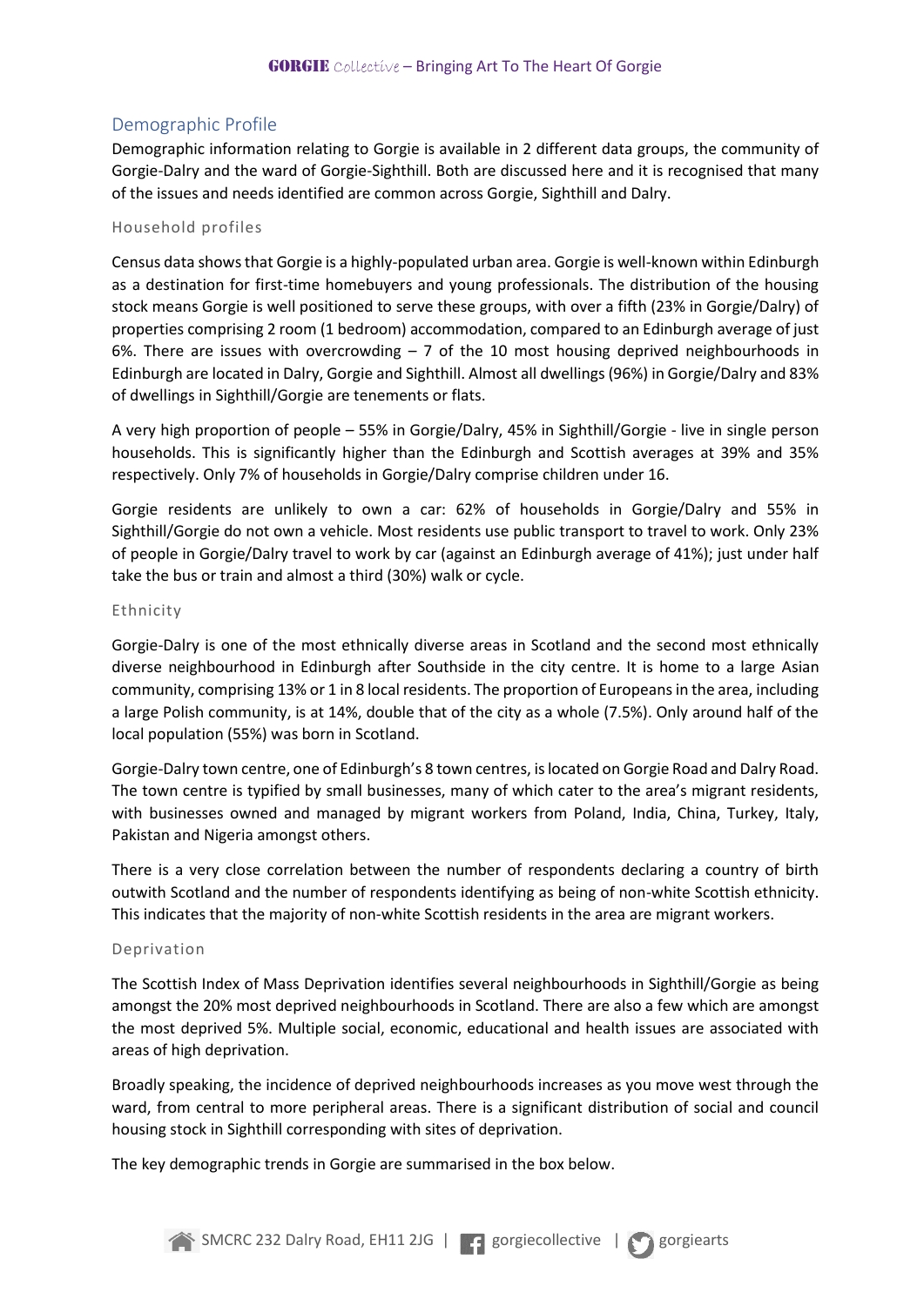## Demographic Profile

Demographic information relating to Gorgie is available in 2 different data groups, the community of Gorgie-Dalry and the ward of Gorgie-Sighthill. Both are discussed here and it is recognised that many of the issues and needs identified are common across Gorgie, Sighthill and Dalry.

### Household profiles

Census data shows that Gorgie is a highly-populated urban area. Gorgie is well-known within Edinburgh as a destination for first-time homebuyers and young professionals. The distribution of the housing stock means Gorgie is well positioned to serve these groups, with over a fifth (23% in Gorgie/Dalry) of properties comprising 2 room (1 bedroom) accommodation, compared to an Edinburgh average of just 6%. There are issues with overcrowding – 7 of the 10 most housing deprived neighbourhoods in Edinburgh are located in Dalry, Gorgie and Sighthill. Almost all dwellings (96%) in Gorgie/Dalry and 83% of dwellings in Sighthill/Gorgie are tenements or flats.

A very high proportion of people – 55% in Gorgie/Dalry, 45% in Sighthill/Gorgie - live in single person households. This is significantly higher than the Edinburgh and Scottish averages at 39% and 35% respectively. Only 7% of households in Gorgie/Dalry comprise children under 16.

Gorgie residents are unlikely to own a car: 62% of households in Gorgie/Dalry and 55% in Sighthill/Gorgie do not own a vehicle. Most residents use public transport to travel to work. Only 23% of people in Gorgie/Dalry travel to work by car (against an Edinburgh average of 41%); just under half take the bus or train and almost a third (30%) walk or cycle.

### Ethnicity

Gorgie-Dalry is one of the most ethnically diverse areas in Scotland and the second most ethnically diverse neighbourhood in Edinburgh after Southside in the city centre. It is home to a large Asian community, comprising 13% or 1 in 8 local residents. The proportion of Europeans in the area, including a large Polish community, is at 14%, double that of the city as a whole (7.5%). Only around half of the local population (55%) was born in Scotland.

Gorgie-Dalry town centre, one of Edinburgh's 8 town centres, is located on Gorgie Road and Dalry Road. The town centre is typified by small businesses, many of which cater to the area's migrant residents, with businesses owned and managed by migrant workers from Poland, India, China, Turkey, Italy, Pakistan and Nigeria amongst others.

There is a very close correlation between the number of respondents declaring a country of birth outwith Scotland and the number of respondents identifying as being of non-white Scottish ethnicity. This indicates that the majority of non-white Scottish residents in the area are migrant workers.

### Deprivation

The Scottish Index of Mass Deprivation identifies several neighbourhoods in Sighthill/Gorgie as being amongst the 20% most deprived neighbourhoods in Scotland. There are also a few which are amongst the most deprived 5%. Multiple social, economic, educational and health issues are associated with areas of high deprivation.

Broadly speaking, the incidence of deprived neighbourhoods increases as you move west through the ward, from central to more peripheral areas. There is a significant distribution of social and council housing stock in Sighthill corresponding with sites of deprivation.

The key demographic trends in Gorgie are summarised in the box below.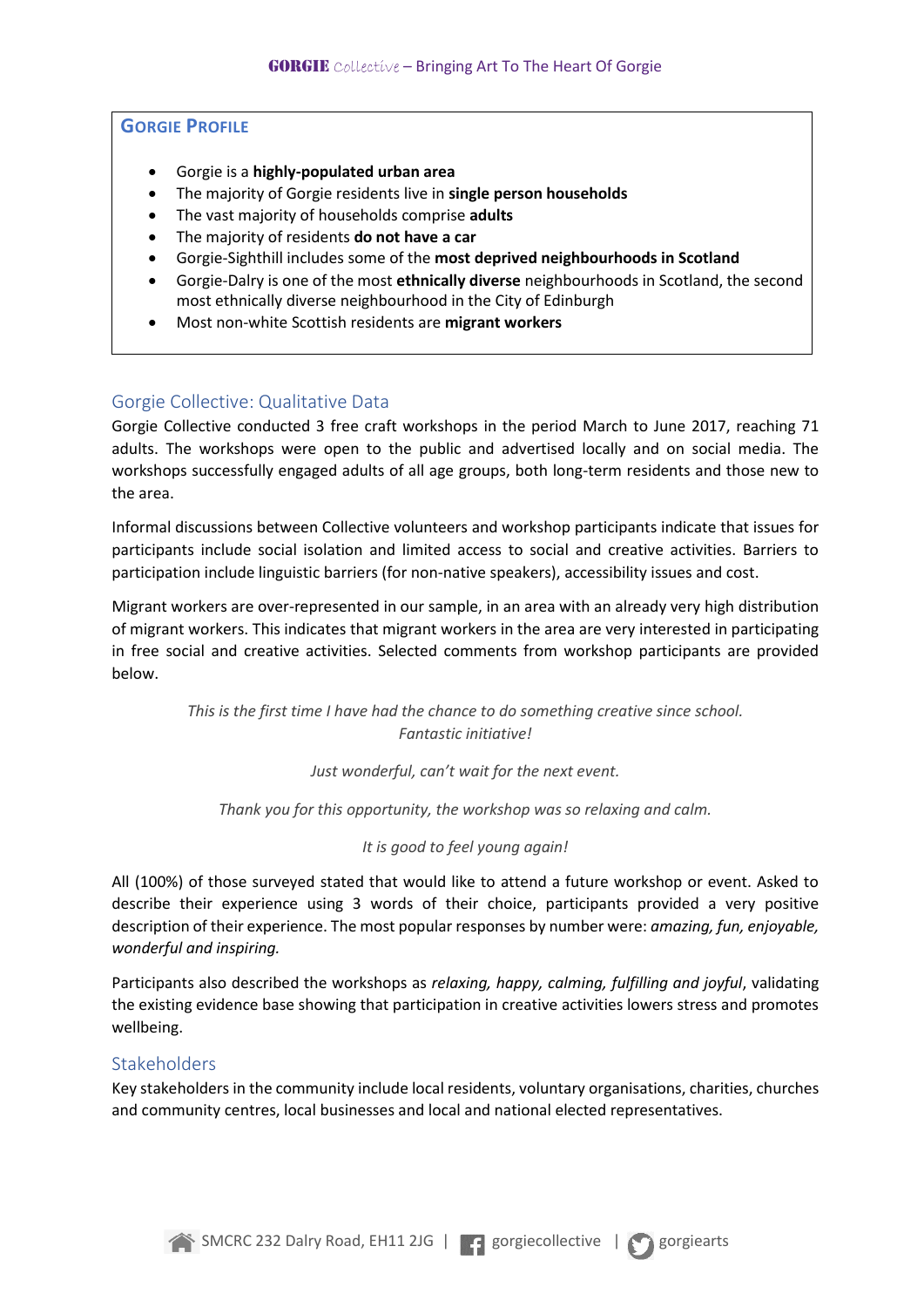## Gorgie Profile

- Gorgie is a **highly-populated urban area**
- The majority of Gorgie residents live in **single person households**
- The vast majority of households comprise **adults**
- The majority of residents **do not have a car**
- Gorgie-Sighthill includes some of the **most deprived neighbourhoods in Scotland**
- Gorgie-Dalry is one of the most **ethnically diverse** neighbourhoods in Scotland, the second most ethnically diverse neighbourhood in the City of Edinburgh
- Most non-white Scottish residents are **migrant workers**

## Gorgie Collective: Qualitative Data

Gorgie Collective conducted 3 free craft workshops in the period March to June 2017, reaching 71 adults. The workshops were open to the public and advertised locally and on social media. The workshops successfully engaged adults of all age groups, both long-term residents and those new to the area.

Informal discussions between Collective volunteers and workshop participants indicate that issues for participants include social isolation and limited access to social and creative activities. Barriers to participation include linguistic barriers (for non-native speakers), accessibility issues and cost.

Migrant workers are over-represented in our sample, in an area with an already very high distribution of migrant workers. This indicates that migrant workers in the area are very interested in participating in free social and creative activities. Selected comments from workshop participants are provided below.

*This is the first time I have had the chance to do something creative since school. Fantastic initiative!*

*Just wonderful, can't wait for the next event.*

*Thank you for this opportunity, the workshop was so relaxing and calm.*

*It is good to feel young again!*

All (100%) of those surveyed stated that would like to attend a future workshop or event. Asked to describe their experience using 3 words of their choice, participants provided a very positive description of their experience. The most popular responses by number were: *amazing, fun, enjoyable, wonderful and inspiring.*

Participants also described the workshops as *relaxing, happy, calming, fulfilling and joyful*, validating the existing evidence base showing that participation in creative activities lowers stress and promotes wellbeing.

## Stakeholders

Key stakeholders in the community include local residents, voluntary organisations, charities, churches and community centres, local businesses and local and national elected representatives.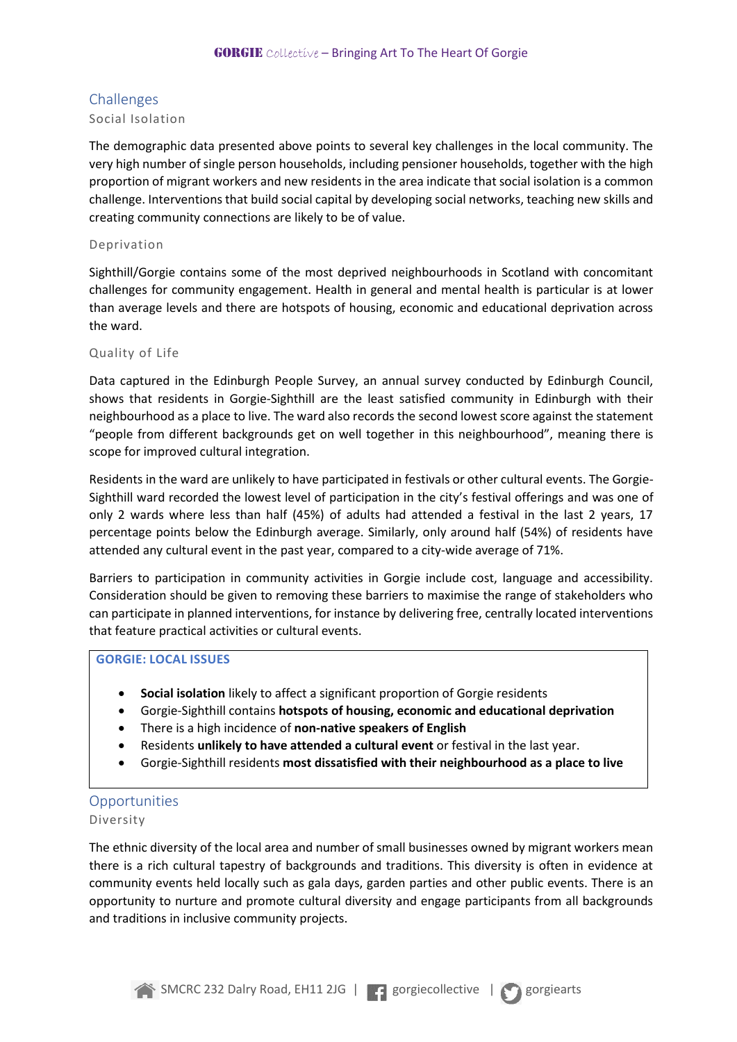## Challenges

### Social Isolation

The demographic data presented above points to several key challenges in the local community. The very high number of single person households, including pensioner households, together with the high proportion of migrant workers and new residents in the area indicate that social isolation is a common challenge. Interventions that build social capital by developing social networks, teaching new skills and creating community connections are likely to be of value.

### Deprivation

Sighthill/Gorgie contains some of the most deprived neighbourhoods in Scotland with concomitant challenges for community engagement. Health in general and mental health is particular is at lower than average levels and there are hotspots of housing, economic and educational deprivation across the ward.

### Quality of Life

Data captured in the Edinburgh People Survey, an annual survey conducted by Edinburgh Council, shows that residents in Gorgie-Sighthill are the least satisfied community in Edinburgh with their neighbourhood as a place to live. The ward also records the second lowest score against the statement "people from different backgrounds get on well together in this neighbourhood", meaning there is scope for improved cultural integration.

Residents in the ward are unlikely to have participated in festivals or other cultural events. The Gorgie-Sighthill ward recorded the lowest level of participation in the city's festival offerings and was one of only 2 wards where less than half (45%) of adults had attended a festival in the last 2 years, 17 percentage points below the Edinburgh average. Similarly, only around half (54%) of residents have attended any cultural event in the past year, compared to a city-wide average of 71%.

Barriers to participation in community activities in Gorgie include cost, language and accessibility. Consideration should be given to removing these barriers to maximise the range of stakeholders who can participate in planned interventions, for instance by delivering free, centrally located interventions that feature practical activities or cultural events.

**GORGIE: LOCAL ISSUES**

- **Social isolation** likely to affect a significant proportion of Gorgie residents
- Gorgie-Sighthill contains **hotspots of housing, economic and educational deprivation**
- There is a high incidence of **non-native speakers of English**
- Residents **unlikely to have attended a cultural event** or festival in the last year.
- Gorgie-Sighthill residents **most dissatisfied with their neighbourhood as a place to live**

## Opportunities

### Diversity

The ethnic diversity of the local area and number of small businesses owned by migrant workers mean there is a rich cultural tapestry of backgrounds and traditions. This diversity is often in evidence at community events held locally such as gala days, garden parties and other public events. There is an opportunity to nurture and promote cultural diversity and engage participants from all backgrounds and traditions in inclusive community projects.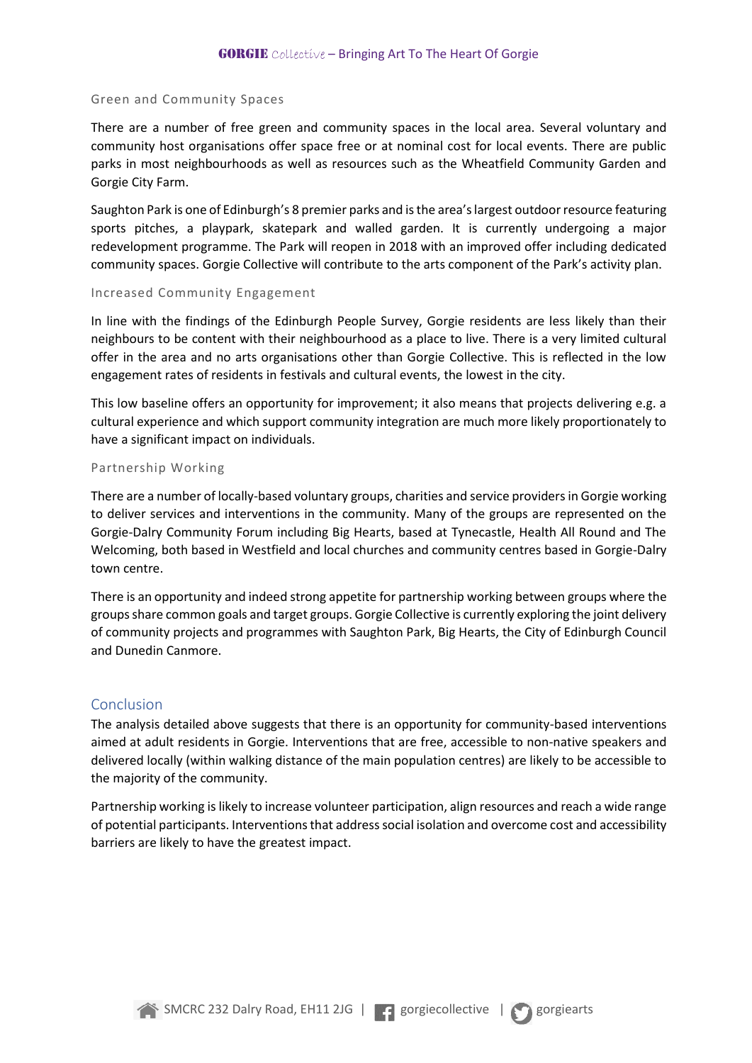### Green and Community Spaces

There are a number of free green and community spaces in the local area. Several voluntary and community host organisations offer space free or at nominal cost for local events. There are public parks in most neighbourhoods as well as resources such as the Wheatfield Community Garden and Gorgie City Farm.

Saughton Park is one of Edinburgh's 8 premier parks and is the area's largest outdoor resource featuring sports pitches, a playpark, skatepark and walled garden. It is currently undergoing a major redevelopment programme. The Park will reopen in 2018 with an improved offer including dedicated community spaces. Gorgie Collective will contribute to the arts component of the Park's activity plan.

### Increased Community Engagement

In line with the findings of the Edinburgh People Survey, Gorgie residents are less likely than their neighbours to be content with their neighbourhood as a place to live. There is a very limited cultural offer in the area and no arts organisations other than Gorgie Collective. This is reflected in the low engagement rates of residents in festivals and cultural events, the lowest in the city.

This low baseline offers an opportunity for improvement; it also means that projects delivering e.g. a cultural experience and which support community integration are much more likely proportionately to have a significant impact on individuals.

### Partnership Working

There are a number of locally-based voluntary groups, charities and service providers in Gorgie working to deliver services and interventions in the community. Many of the groups are represented on the Gorgie-Dalry Community Forum including Big Hearts, based at Tynecastle, Health All Round and The Welcoming, both based in Westfield and local churches and community centres based in Gorgie-Dalry town centre.

There is an opportunity and indeed strong appetite for partnership working between groups where the groups share common goals and target groups. Gorgie Collective is currently exploring the joint delivery of community projects and programmes with Saughton Park, Big Hearts, the City of Edinburgh Council and Dunedin Canmore.

## Conclusion

The analysis detailed above suggests that there is an opportunity for community-based interventions aimed at adult residents in Gorgie. Interventions that are free, accessible to non-native speakers and delivered locally (within walking distance of the main population centres) are likely to be accessible to the majority of the community.

Partnership working is likely to increase volunteer participation, align resources and reach a wide range of potential participants. Interventions that address social isolation and overcome cost and accessibility barriers are likely to have the greatest impact.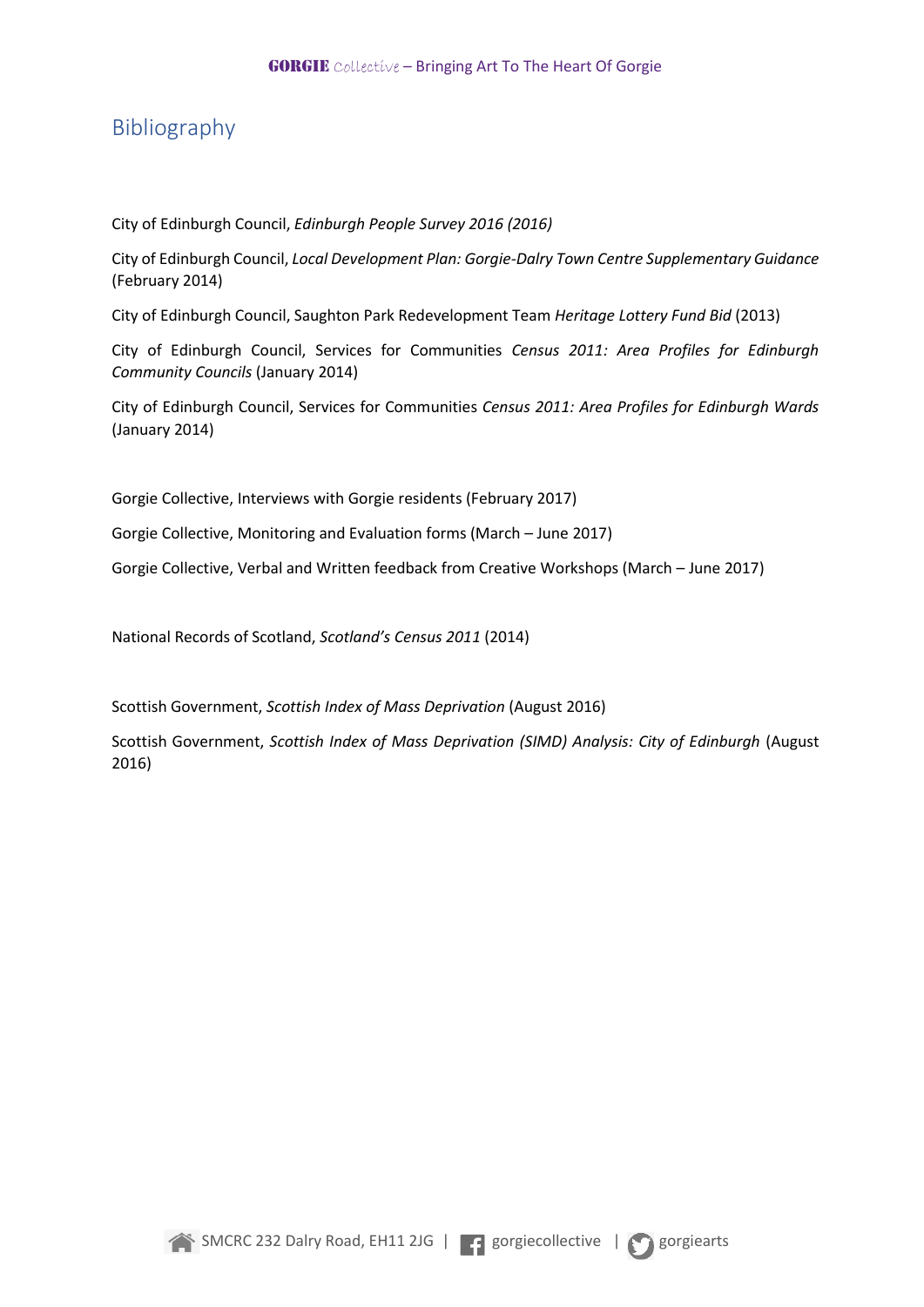# Bibliography

City of Edinburgh Council, *Edinburgh People Survey 2016 (2016)*

City of Edinburgh Council, *Local Development Plan: Gorgie-Dalry Town Centre Supplementary Guidance* (February 2014)

City of Edinburgh Council, Saughton Park Redevelopment Team *Heritage Lottery Fund Bid* (2013)

City of Edinburgh Council, Services for Communities *Census 2011: Area Profiles for Edinburgh Community Councils* (January 2014)

City of Edinburgh Council, Services for Communities *Census 2011: Area Profiles for Edinburgh Wards* (January 2014)

Gorgie Collective, Interviews with Gorgie residents (February 2017)

Gorgie Collective, Monitoring and Evaluation forms (March – June 2017)

Gorgie Collective, Verbal and Written feedback from Creative Workshops (March – June 2017)

National Records of Scotland, *Scotland's Census 2011* (2014)

Scottish Government, *Scottish Index of Mass Deprivation* (August 2016)

Scottish Government, *Scottish Index of Mass Deprivation (SIMD) Analysis: City of Edinburgh* (August 2016)